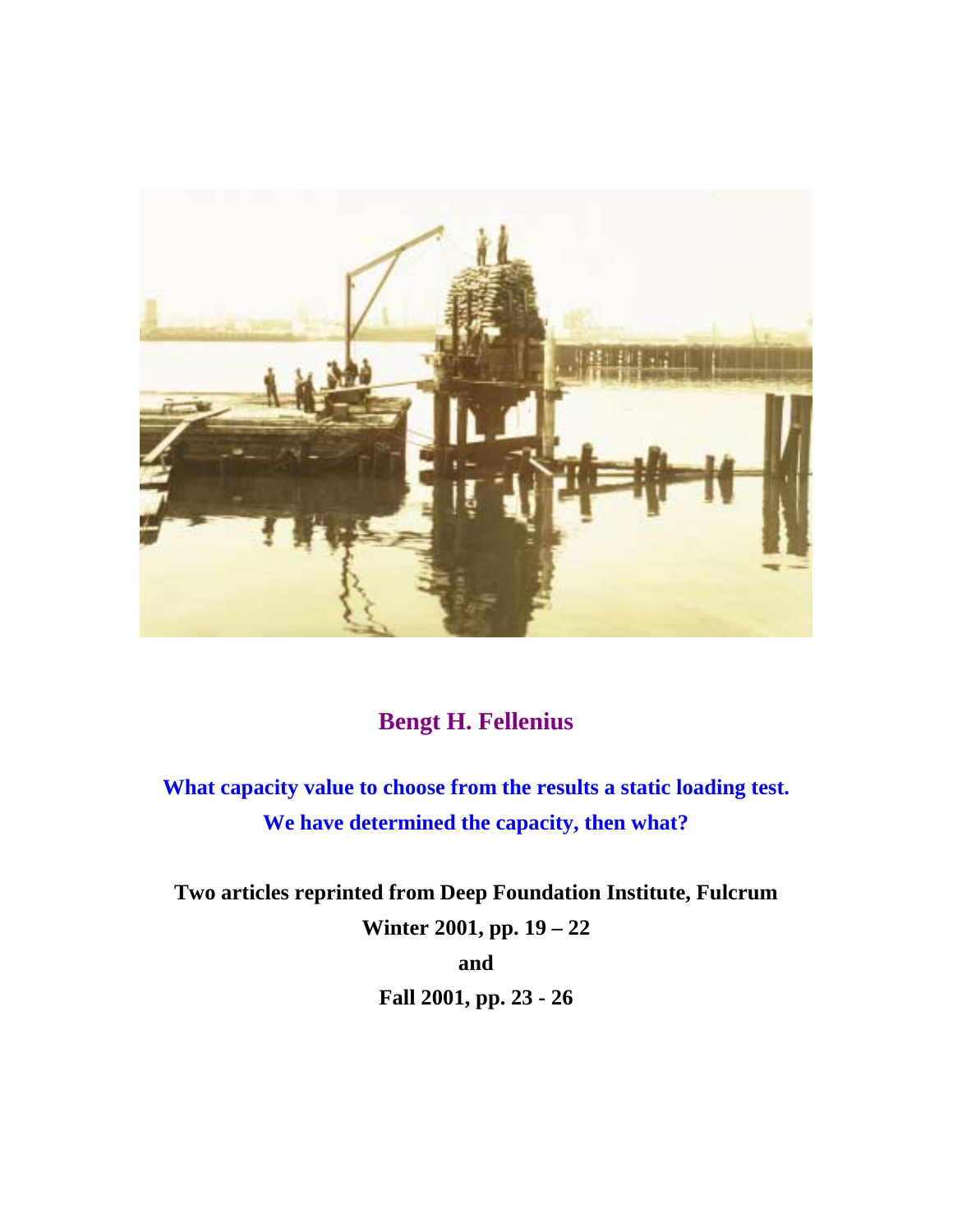**Bengt H. Fellenius**

**What capacity value to choose from the results a static loading test.**
**We have determined the capacity, then what?**

**Two articles reprinted from Deep Foundation Institute, Fulcrum**
**Winter 2001, pp. 19 – 22**
**and**
**Fall 2001, pp. 23 - 26**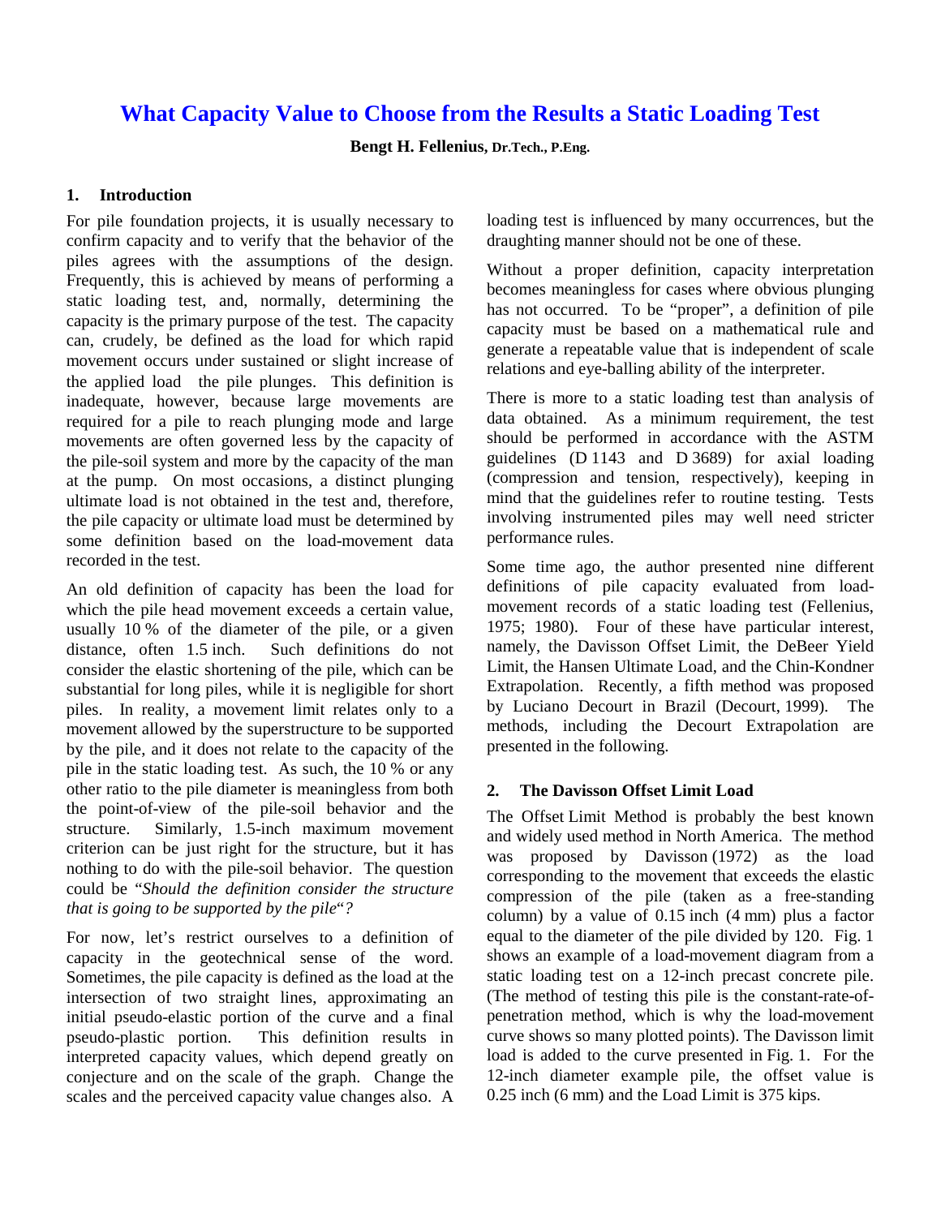# What Capacity Value to Choose from the Results a Static Loading Test

**Bengt H. Fellenius, Dr.Tech., P.Eng.**

## 1. Introduction

For pile foundation projects, it is usually necessary to confirm capacity and to verify that the behavior of the piles agrees with the assumptions of the design. Frequently, this is achieved by means of performing a static loading test, and, normally, determining the capacity is the primary purpose of the test. The capacity can, crudely, be defined as the load for which rapid movement occurs under sustained or slight increase of the applied load the pile plunges. This definition is inadequate, however, because large movements are required for a pile to reach plunging mode and large movements are often governed less by the capacity of the pile-soil system and more by the capacity of the man at the pump. On most occasions, a distinct plunging ultimate load is not obtained in the test and, therefore, the pile capacity or ultimate load must be determined by some definition based on the load-movement data recorded in the test.

An old definition of capacity has been the load for which the pile head movement exceeds a certain value, usually 10 % of the diameter of the pile, or a given distance, often 1.5 inch. Such definitions do not consider the elastic shortening of the pile, which can be substantial for long piles, while it is negligible for short piles. In reality, a movement limit relates only to a movement allowed by the superstructure to be supported by the pile, and it does not relate to the capacity of the pile in the static loading test. As such, the 10 % or any other ratio to the pile diameter is meaningless from both the point-of-view of the pile-soil behavior and the structure. Similarly, 1.5-inch maximum movement criterion can be just right for the structure, but it has nothing to do with the pile-soil behavior. The question could be "*Should the definition consider the structure that is going to be supported by the pile*"*?*

For now, let's restrict ourselves to a definition of capacity in the geotechnical sense of the word. Sometimes, the pile capacity is defined as the load at the intersection of two straight lines, approximating an initial pseudo-elastic portion of the curve and a final pseudo-plastic portion. This definition results in interpreted capacity values, which depend greatly on conjecture and on the scale of the graph. Change the scales and the perceived capacity value changes also. A loading test is influenced by many occurrences, but the draughting manner should not be one of these.

Without a proper definition, capacity interpretation becomes meaningless for cases where obvious plunging has not occurred. To be "proper", a definition of pile capacity must be based on a mathematical rule and generate a repeatable value that is independent of scale relations and eye-balling ability of the interpreter.

There is more to a static loading test than analysis of data obtained. As a minimum requirement, the test should be performed in accordance with the ASTM guidelines (D 1143 and D 3689) for axial loading (compression and tension, respectively), keeping in mind that the guidelines refer to routine testing. Tests involving instrumented piles may well need stricter performance rules.

Some time ago, the author presented nine different definitions of pile capacity evaluated from load-movement records of a static loading test (Fellenius, 1975; 1980). Four of these have particular interest, namely, the Davisson Offset Limit, the DeBeer Yield Limit, the Hansen Ultimate Load, and the Chin-Kondner Extrapolation. Recently, a fifth method was proposed by Luciano Decourt in Brazil (Decourt, 1999). The methods, including the Decourt Extrapolation are presented in the following.

## 2. The Davisson Offset Limit Load

The Offset Limit Method is probably the best known and widely used method in North America. The method was proposed by Davisson (1972) as the load corresponding to the movement that exceeds the elastic compression of the pile (taken as a free-standing column) by a value of 0.15 inch (4 mm) plus a factor equal to the diameter of the pile divided by 120. Fig. 1 shows an example of a load-movement diagram from a static loading test on a 12-inch precast concrete pile. (The method of testing this pile is the constant-rate-of-penetration method, which is why the load-movement curve shows so many plotted points). The Davisson limit load is added to the curve presented in Fig. 1. For the 12-inch diameter example pile, the offset value is 0.25 inch (6 mm) and the Load Limit is 375 kips.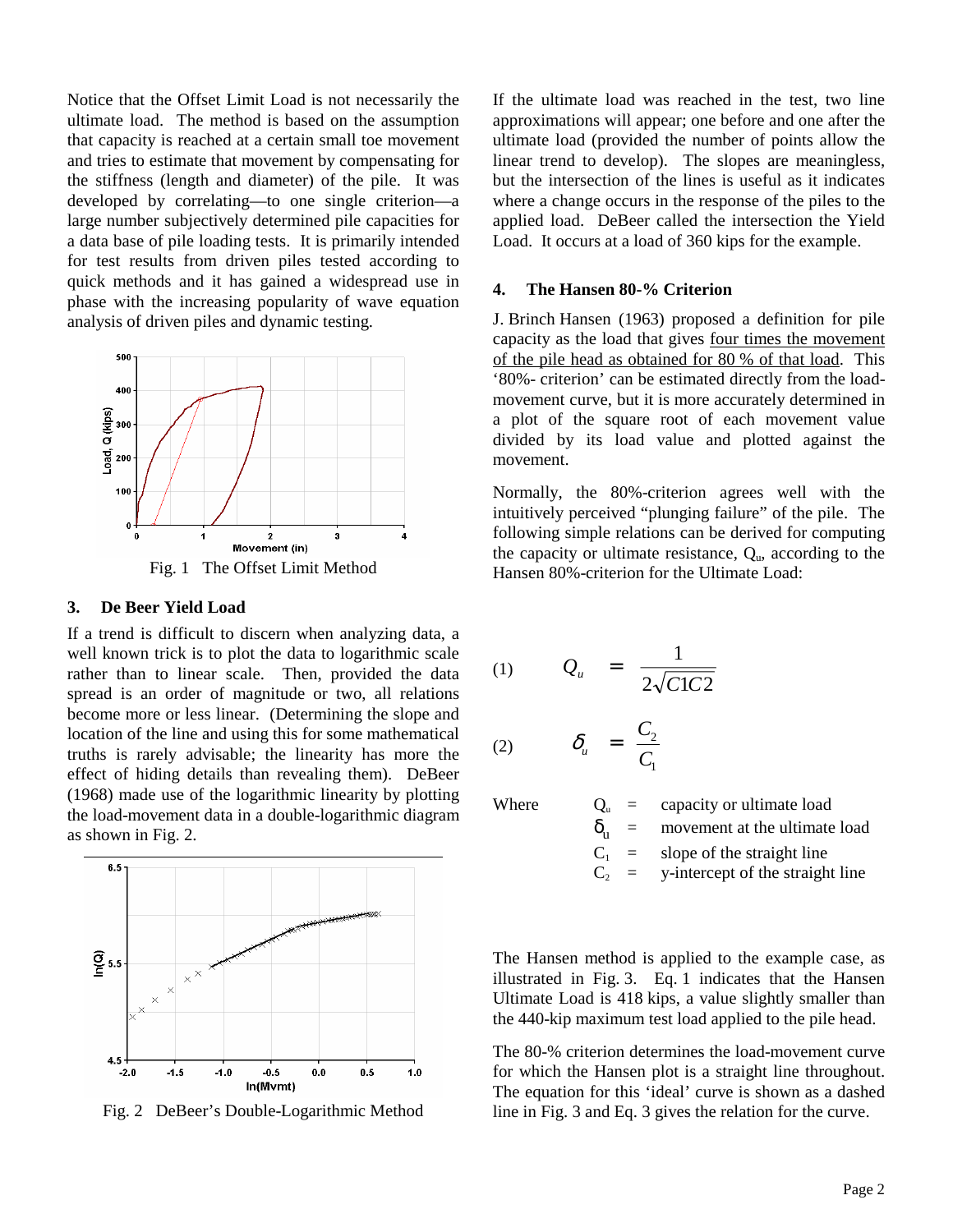Notice that the Offset Limit Load is not necessarily the ultimate load. The method is based on the assumption that capacity is reached at a certain small toe movement and tries to estimate that movement by compensating for the stiffness (length and diameter) of the pile. It was developed by correlating—to one single criterion—a large number subjectively determined pile capacities for a data base of pile loading tests. It is primarily intended for test results from driven piles tested according to quick methods and it has gained a widespread use in phase with the increasing popularity of wave equation analysis of driven piles and dynamic testing.

Fig. 1 The Offset Limit Method

## 3. De Beer Yield Load

If a trend is difficult to discern when analyzing data, a well known trick is to plot the data to logarithmic scale rather than to linear scale. Then, provided the data spread is an order of magnitude or two, all relations become more or less linear. (Determining the slope and location of the line and using this for some mathematical truths is rarely advisable; the linearity has more the effect of hiding details than revealing them). DeBeer (1968) made use of the logarithmic linearity by plotting the load-movement data in a double-logarithmic diagram as shown in Fig. 2.

Fig. 2 DeBeer's Double-Logarithmic Method

If the ultimate load was reached in the test, two line approximations will appear; one before and one after the ultimate load (provided the number of points allow the linear trend to develop). The slopes are meaningless, but the intersection of the lines is useful as it indicates where a change occurs in the response of the piles to the applied load. DeBeer called the intersection the Yield Load. It occurs at a load of 360 kips for the example.

## 4. The Hansen 80-% Criterion

J. Brinch Hansen (1963) proposed a definition for pile capacity as the load that gives four times the movement of the pile head as obtained for 80 % of that load. This '80%- criterion' can be estimated directly from the load-movement curve, but it is more accurately determined in a plot of the square root of each movement value divided by its load value and plotted against the movement.

Normally, the 80%-criterion agrees well with the intuitively perceived "plunging failure" of the pile. The following simple relations can be derived for computing the capacity or ultimate resistance, $Q_u$, according to the Hansen 80%-criterion for the Ultimate Load:

$$(1) \qquad Q_u = \frac{1}{2\sqrt{C1C2}}$$

$$(2) \qquad \delta_u = \frac{C_2}{C_1}$$

Where

- $Q_u$ = capacity or ultimate load
- $\delta_u$ = movement at the ultimate load
- $C_1$ = slope of the straight line
- $C_2$ = y-intercept of the straight line

The Hansen method is applied to the example case, as illustrated in Fig. 3. Eq. 1 indicates that the Hansen Ultimate Load is 418 kips, a value slightly smaller than the 440-kip maximum test load applied to the pile head.

The 80-% criterion determines the load-movement curve for which the Hansen plot is a straight line throughout. The equation for this 'ideal' curve is shown as a dashed line in Fig. 3 and Eq. 3 gives the relation for the curve.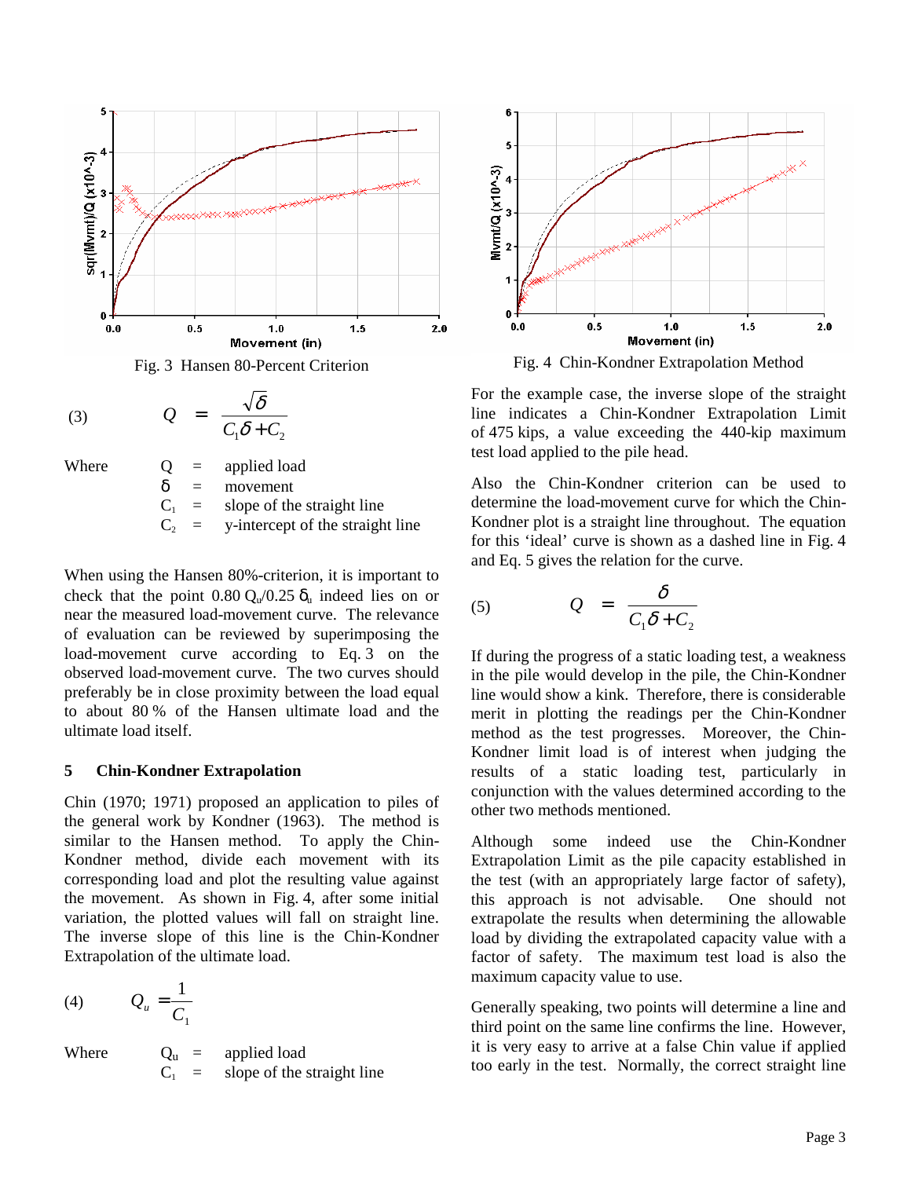Fig. 3 Hansen 80-Percent Criterion

(3)
$$Q = \frac{\sqrt{\delta}}{C_1\delta + C_2}$$

Where
- $Q$ = applied load
- $\delta$ = movement
- $C_1$ = slope of the straight line
- $C_2$ = y-intercept of the straight line

When using the Hansen 80%-criterion, it is important to check that the point $0.80\ Q_u/0.25\ \delta_u$ indeed lies on or near the measured load-movement curve. The relevance of evaluation can be reviewed by superimposing the load-movement curve according to Eq. 3 on the observed load-movement curve. The two curves should preferably be in close proximity between the load equal to about 80 % of the Hansen ultimate load and the ultimate load itself.

## 5 Chin-Kondner Extrapolation

Chin (1970; 1971) proposed an application to piles of the general work by Kondner (1963). The method is similar to the Hansen method. To apply the Chin-Kondner method, divide each movement with its corresponding load and plot the resulting value against the movement. As shown in Fig. 4, after some initial variation, the plotted values will fall on straight line. The inverse slope of this line is the Chin-Kondner Extrapolation of the ultimate load.

(4)
$$Q_u = \frac{1}{C_1}$$

Where
- $Q_u$ = applied load
- $C_1$ = slope of the straight line

Fig. 4 Chin-Kondner Extrapolation Method

For the example case, the inverse slope of the straight line indicates a Chin-Kondner Extrapolation Limit of 475 kips, a value exceeding the 440-kip maximum test load applied to the pile head.

Also the Chin-Kondner criterion can be used to determine the load-movement curve for which the Chin-Kondner plot is a straight line throughout. The equation for this 'ideal' curve is shown as a dashed line in Fig. 4 and Eq. 5 gives the relation for the curve.

(5)
$$Q = \frac{\delta}{C_1\delta + C_2}$$

If during the progress of a static loading test, a weakness in the pile would develop in the pile, the Chin-Kondner line would show a kink. Therefore, there is considerable merit in plotting the readings per the Chin-Kondner method as the test progresses. Moreover, the Chin-Kondner limit load is of interest when judging the results of a static loading test, particularly in conjunction with the values determined according to the other two methods mentioned.

Although some indeed use the Chin-Kondner Extrapolation Limit as the pile capacity established in the test (with an appropriately large factor of safety), this approach is not advisable. One should not extrapolate the results when determining the allowable load by dividing the extrapolated capacity value with a factor of safety. The maximum test load is also the maximum capacity value to use.

Generally speaking, two points will determine a line and third point on the same line confirms the line. However, it is very easy to arrive at a false Chin value if applied too early in the test. Normally, the correct straight line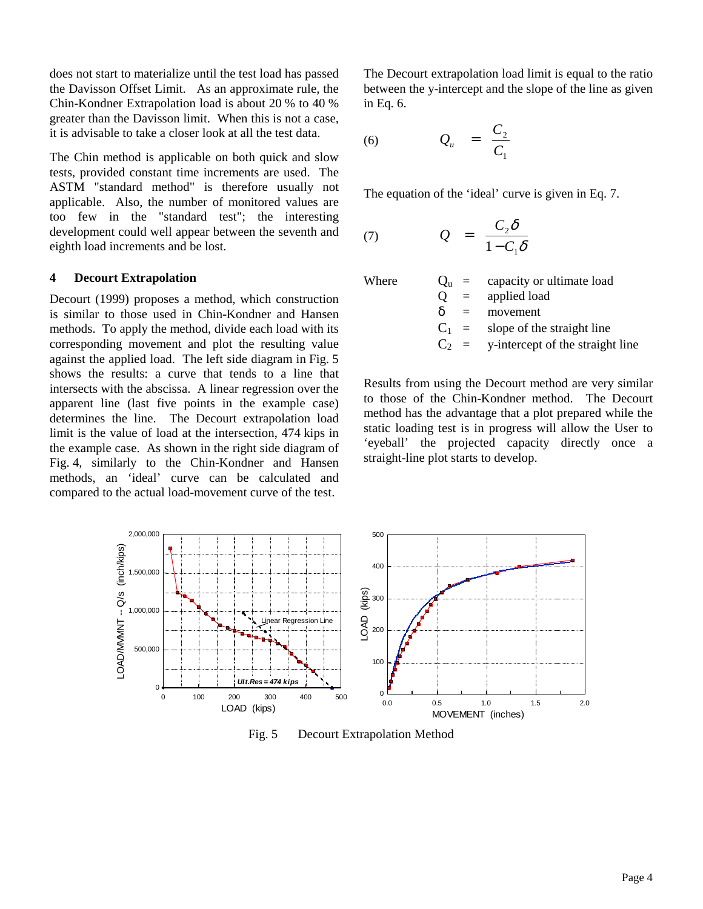does not start to materialize until the test load has passed the Davisson Offset Limit. As an approximate rule, the Chin-Kondner Extrapolation load is about 20 % to 40 % greater than the Davisson limit. When this is not a case, it is advisable to take a closer look at all the test data.

The Chin method is applicable on both quick and slow tests, provided constant time increments are used. The ASTM "standard method" is therefore usually not applicable. Also, the number of monitored values are too few in the "standard test"; the interesting development could well appear between the seventh and eighth load increments and be lost.

## 4 Decourt Extrapolation

Decourt (1999) proposes a method, which construction is similar to those used in Chin-Kondner and Hansen methods. To apply the method, divide each load with its corresponding movement and plot the resulting value against the applied load. The left side diagram in Fig. 5 shows the results: a curve that tends to a line that intersects with the abscissa. A linear regression over the apparent line (last five points in the example case) determines the line. The Decourt extrapolation load limit is the value of load at the intersection, 474 kips in the example case. As shown in the right side diagram of Fig. 4, similarly to the Chin-Kondner and Hansen methods, an 'ideal' curve can be calculated and compared to the actual load-movement curve of the test.

The Decourt extrapolation load limit is equal to the ratio between the y-intercept and the slope of the line as given in Eq. 6.

$$(6) \qquad Q_u = \frac{C_2}{C_1}$$

The equation of the 'ideal' curve is given in Eq. 7.

$$(7) \qquad Q = \frac{C_2 \delta}{1 - C_1 \delta}$$

Where
- $Q_u$ = capacity or ultimate load
- $Q$ = applied load
- $\delta$ = movement
- $C_1$ = slope of the straight line
- $C_2$ = y-intercept of the straight line

Results from using the Decourt method are very similar to those of the Chin-Kondner method. The Decourt method has the advantage that a plot prepared while the static loading test is in progress will allow the User to 'eyeball' the projected capacity directly once a straight-line plot starts to develop.

Fig. 5 Decourt Extrapolation Method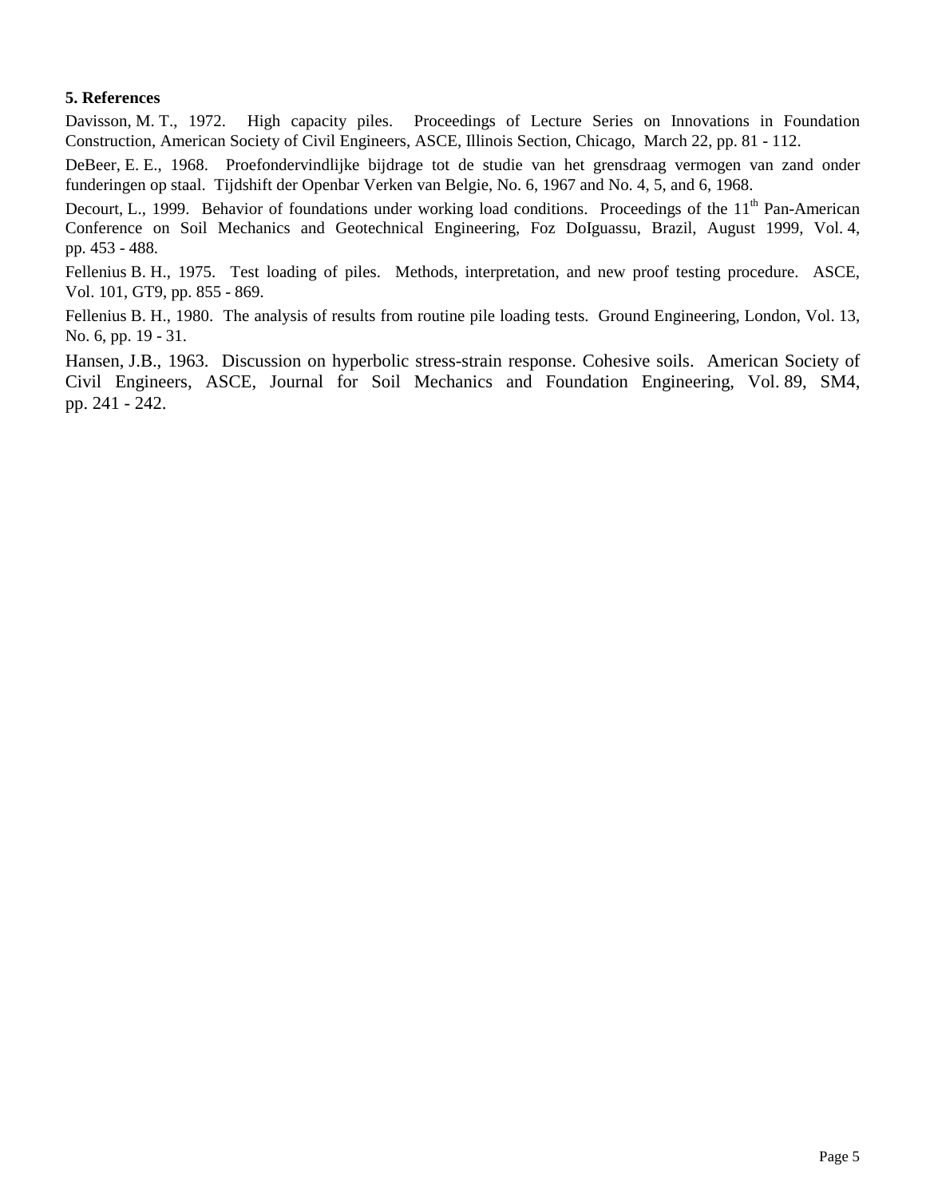## 5. References

Davisson, M. T., 1972. High capacity piles. Proceedings of Lecture Series on Innovations in Foundation Construction, American Society of Civil Engineers, ASCE, Illinois Section, Chicago, March 22, pp. 81 - 112.

DeBeer, E. E., 1968. Proefondervindlijke bijdrage tot de studie van het grensdraag vermogen van zand onder funderingen op staal. Tijdshift der Openbar Verken van Belgie, No. 6, 1967 and No. 4, 5, and 6, 1968.

Decourt, L., 1999. Behavior of foundations under working load conditions. Proceedings of the 11th Pan-American Conference on Soil Mechanics and Geotechnical Engineering, Foz DoIguassu, Brazil, August 1999, Vol. 4, pp. 453 - 488.

Fellenius B. H., 1975. Test loading of piles. Methods, interpretation, and new proof testing procedure. ASCE, Vol. 101, GT9, pp. 855 - 869.

Fellenius B. H., 1980. The analysis of results from routine pile loading tests. Ground Engineering, London, Vol. 13, No. 6, pp. 19 - 31.

Hansen, J.B., 1963. Discussion on hyperbolic stress-strain response. Cohesive soils. American Society of Civil Engineers, ASCE, Journal for Soil Mechanics and Foundation Engineering, Vol. 89, SM4, pp. 241 - 242.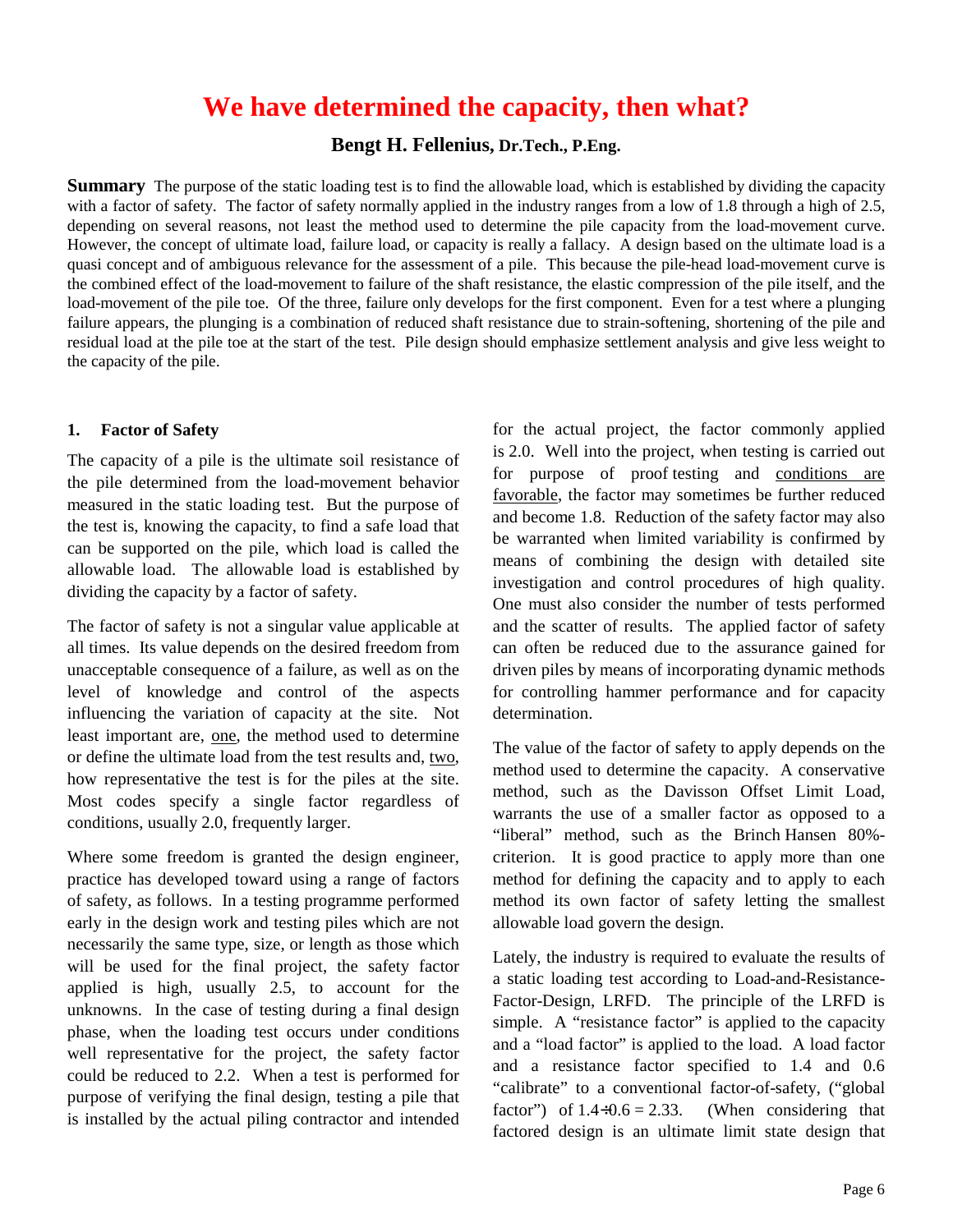# We have determined the capacity, then what?

**Bengt H. Fellenius, Dr.Tech., P.Eng.**

**Summary** The purpose of the static loading test is to find the allowable load, which is established by dividing the capacity with a factor of safety. The factor of safety normally applied in the industry ranges from a low of 1.8 through a high of 2.5, depending on several reasons, not least the method used to determine the pile capacity from the load-movement curve. However, the concept of ultimate load, failure load, or capacity is really a fallacy. A design based on the ultimate load is a quasi concept and of ambiguous relevance for the assessment of a pile. This because the pile-head load-movement curve is the combined effect of the load-movement to failure of the shaft resistance, the elastic compression of the pile itself, and the load-movement of the pile toe. Of the three, failure only develops for the first component. Even for a test where a plunging failure appears, the plunging is a combination of reduced shaft resistance due to strain-softening, shortening of the pile and residual load at the pile toe at the start of the test. Pile design should emphasize settlement analysis and give less weight to the capacity of the pile.

## 1. Factor of Safety

The capacity of a pile is the ultimate soil resistance of the pile determined from the load-movement behavior measured in the static loading test. But the purpose of the test is, knowing the capacity, to find a safe load that can be supported on the pile, which load is called the allowable load. The allowable load is established by dividing the capacity by a factor of safety.

The factor of safety is not a singular value applicable at all times. Its value depends on the desired freedom from unacceptable consequence of a failure, as well as on the level of knowledge and control of the aspects influencing the variation of capacity at the site. Not least important are, one, the method used to determine or define the ultimate load from the test results and, two, how representative the test is for the piles at the site. Most codes specify a single factor regardless of conditions, usually 2.0, frequently larger.

Where some freedom is granted the design engineer, practice has developed toward using a range of factors of safety, as follows. In a testing programme performed early in the design work and testing piles which are not necessarily the same type, size, or length as those which will be used for the final project, the safety factor applied is high, usually 2.5, to account for the unknowns. In the case of testing during a final design phase, when the loading test occurs under conditions well representative for the project, the safety factor could be reduced to 2.2. When a test is performed for purpose of verifying the final design, testing a pile that is installed by the actual piling contractor and intended for the actual project, the factor commonly applied is 2.0. Well into the project, when testing is carried out for purpose of proof testing and conditions are favorable, the factor may sometimes be further reduced and become 1.8. Reduction of the safety factor may also be warranted when limited variability is confirmed by means of combining the design with detailed site investigation and control procedures of high quality. One must also consider the number of tests performed and the scatter of results. The applied factor of safety can often be reduced due to the assurance gained for driven piles by means of incorporating dynamic methods for controlling hammer performance and for capacity determination.

The value of the factor of safety to apply depends on the method used to determine the capacity. A conservative method, such as the Davisson Offset Limit Load, warrants the use of a smaller factor as opposed to a "liberal" method, such as the Brinch Hansen 80%-criterion. It is good practice to apply more than one method for defining the capacity and to apply to each method its own factor of safety letting the smallest allowable load govern the design.

Lately, the industry is required to evaluate the results of a static loading test according to Load-and-Resistance-Factor-Design, LRFD. The principle of the LRFD is simple. A "resistance factor" is applied to the capacity and a "load factor" is applied to the load. A load factor and a resistance factor specified to 1.4 and 0.6 "calibrate" to a conventional factor-of-safety, ("global factor") of $1.4 \div 0.6 = 2.33$. (When considering that factored design is an ultimate limit state design that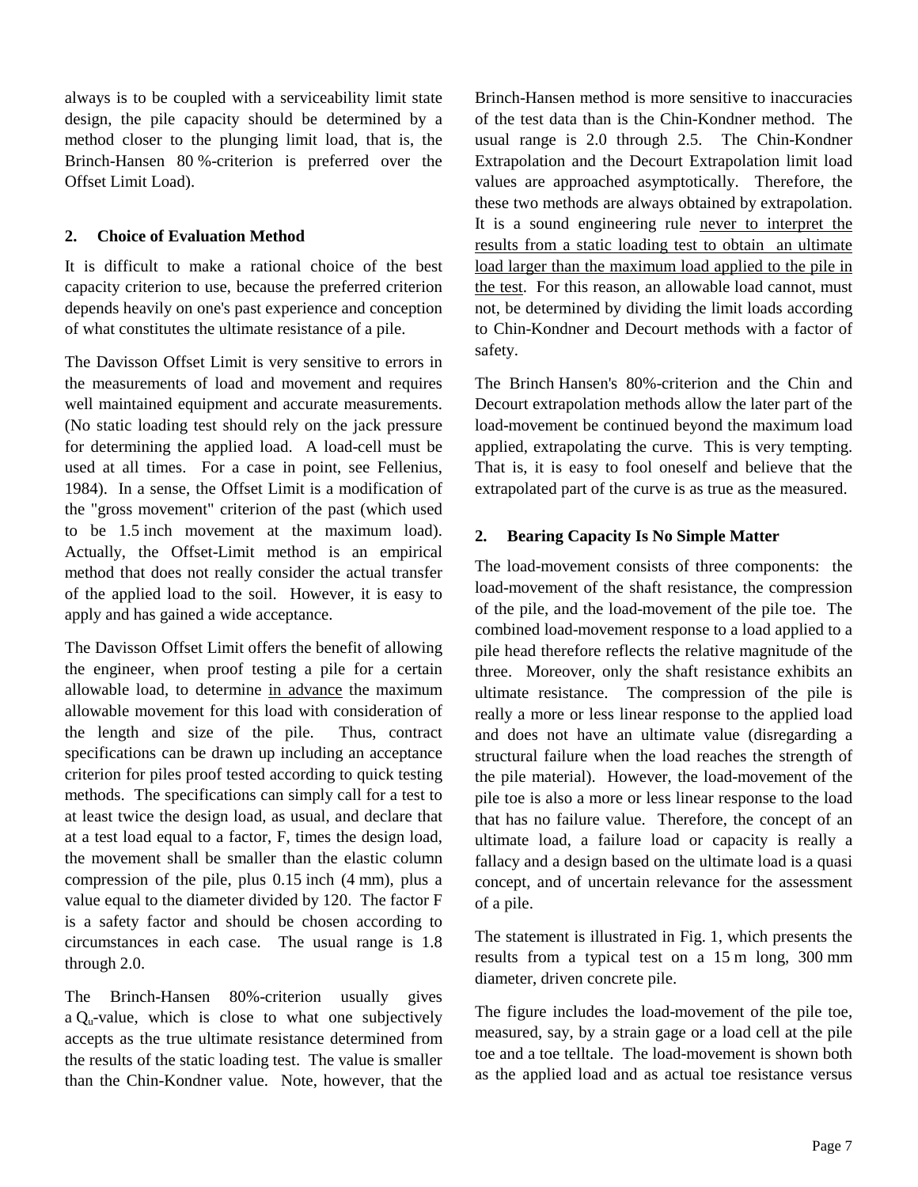always is to be coupled with a serviceability limit state design, the pile capacity should be determined by a method closer to the plunging limit load, that is, the Brinch-Hansen 80 %-criterion is preferred over the Offset Limit Load).

## 2. Choice of Evaluation Method

It is difficult to make a rational choice of the best capacity criterion to use, because the preferred criterion depends heavily on one's past experience and conception of what constitutes the ultimate resistance of a pile.

The Davisson Offset Limit is very sensitive to errors in the measurements of load and movement and requires well maintained equipment and accurate measurements. (No static loading test should rely on the jack pressure for determining the applied load. A load-cell must be used at all times. For a case in point, see Fellenius, 1984). In a sense, the Offset Limit is a modification of the "gross movement" criterion of the past (which used to be 1.5 inch movement at the maximum load). Actually, the Offset-Limit method is an empirical method that does not really consider the actual transfer of the applied load to the soil. However, it is easy to apply and has gained a wide acceptance.

The Davisson Offset Limit offers the benefit of allowing the engineer, when proof testing a pile for a certain allowable load, to determine in advance the maximum allowable movement for this load with consideration of the length and size of the pile. Thus, contract specifications can be drawn up including an acceptance criterion for piles proof tested according to quick testing methods. The specifications can simply call for a test to at least twice the design load, as usual, and declare that at a test load equal to a factor, F, times the design load, the movement shall be smaller than the elastic column compression of the pile, plus 0.15 inch (4 mm), plus a value equal to the diameter divided by 120. The factor F is a safety factor and should be chosen according to circumstances in each case. The usual range is 1.8 through 2.0.

The Brinch-Hansen 80%-criterion usually gives a $Q_u$-value, which is close to what one subjectively accepts as the true ultimate resistance determined from the results of the static loading test. The value is smaller than the Chin-Kondner value. Note, however, that the Brinch-Hansen method is more sensitive to inaccuracies of the test data than is the Chin-Kondner method. The usual range is 2.0 through 2.5. The Chin-Kondner Extrapolation and the Decourt Extrapolation limit load values are approached asymptotically. Therefore, the these two methods are always obtained by extrapolation. It is a sound engineering rule never to interpret the results from a static loading test to obtain an ultimate load larger than the maximum load applied to the pile in the test. For this reason, an allowable load cannot, must not, be determined by dividing the limit loads according to Chin-Kondner and Decourt methods with a factor of safety.

The Brinch Hansen's 80%-criterion and the Chin and Decourt extrapolation methods allow the later part of the load-movement be continued beyond the maximum load applied, extrapolating the curve. This is very tempting. That is, it is easy to fool oneself and believe that the extrapolated part of the curve is as true as the measured.

## 2. Bearing Capacity Is No Simple Matter

The load-movement consists of three components: the load-movement of the shaft resistance, the compression of the pile, and the load-movement of the pile toe. The combined load-movement response to a load applied to a pile head therefore reflects the relative magnitude of the three. Moreover, only the shaft resistance exhibits an ultimate resistance. The compression of the pile is really a more or less linear response to the applied load and does not have an ultimate value (disregarding a structural failure when the load reaches the strength of the pile material). However, the load-movement of the pile toe is also a more or less linear response to the load that has no failure value. Therefore, the concept of an ultimate load, a failure load or capacity is really a fallacy and a design based on the ultimate load is a quasi concept, and of uncertain relevance for the assessment of a pile.

The statement is illustrated in Fig. 1, which presents the results from a typical test on a 15 m long, 300 mm diameter, driven concrete pile.

The figure includes the load-movement of the pile toe, measured, say, by a strain gage or a load cell at the pile toe and a toe telltale. The load-movement is shown both as the applied load and as actual toe resistance versus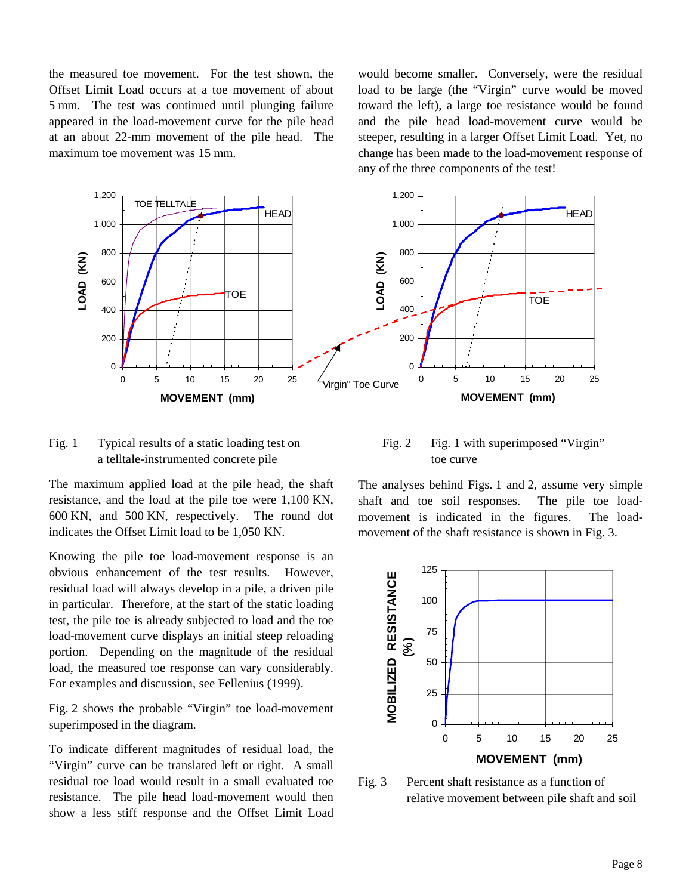the measured toe movement. For the test shown, the Offset Limit Load occurs at a toe movement of about 5 mm. The test was continued until plunging failure appeared in the load-movement curve for the pile head at an about 22-mm movement of the pile head. The maximum toe movement was 15 mm.

would become smaller. Conversely, were the residual load to be large (the "Virgin" curve would be moved toward the left), a large toe resistance would be found and the pile head load-movement curve would be steeper, resulting in a larger Offset Limit Load. Yet, no change has been made to the load-movement response of any of the three components of the test!

Fig. 1 Typical results of a static loading test on a telltale-instrumented concrete pile

Fig. 2 Fig. 1 with superimposed "Virgin" toe curve

The maximum applied load at the pile head, the shaft resistance, and the load at the pile toe were 1,100 KN, 600 KN, and 500 KN, respectively. The round dot indicates the Offset Limit load to be 1,050 KN.

Knowing the pile toe load-movement response is an obvious enhancement of the test results. However, residual load will always develop in a pile, a driven pile in particular. Therefore, at the start of the static loading test, the pile toe is already subjected to load and the toe load-movement curve displays an initial steep reloading portion. Depending on the magnitude of the residual load, the measured toe response can vary considerably. For examples and discussion, see Fellenius (1999).

Fig. 2 shows the probable "Virgin" toe load-movement superimposed in the diagram.

To indicate different magnitudes of residual load, the "Virgin" curve can be translated left or right. A small residual toe load would result in a small evaluated toe resistance. The pile head load-movement would then show a less stiff response and the Offset Limit Load

The analyses behind Figs. 1 and 2, assume very simple shaft and toe soil responses. The pile toe load-movement is indicated in the figures. The load-movement of the shaft resistance is shown in Fig. 3.

Fig. 3 Percent shaft resistance as a function of relative movement between pile shaft and soil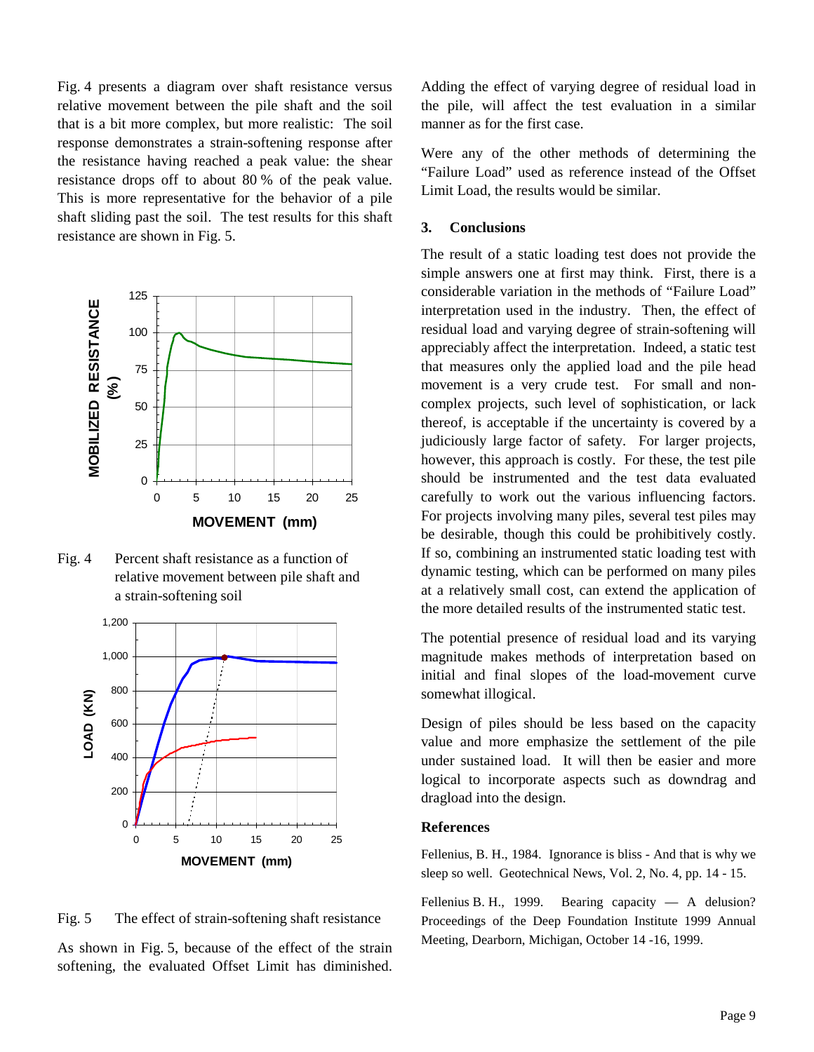Fig. 4 presents a diagram over shaft resistance versus relative movement between the pile shaft and the soil that is a bit more complex, but more realistic: The soil response demonstrates a strain-softening response after the resistance having reached a peak value: the shear resistance drops off to about 80 % of the peak value. This is more representative for the behavior of a pile shaft sliding past the soil. The test results for this shaft resistance are shown in Fig. 5.

MOBILIZED RESISTANCE (%)

125
100
75
50
25
0

0 5 10 15 20 25

MOVEMENT (mm)

Fig. 4 Percent shaft resistance as a function of relative movement between pile shaft and a strain-softening soil

LOAD (KN)

1,200
1,000
800
600
400
200
0

0 5 10 15 20 25

MOVEMENT (mm)

Fig. 5 The effect of strain-softening shaft resistance

As shown in Fig. 5, because of the effect of the strain softening, the evaluated Offset Limit has diminished. Adding the effect of varying degree of residual load in the pile, will affect the test evaluation in a similar manner as for the first case.

Were any of the other methods of determining the "Failure Load" used as reference instead of the Offset Limit Load, the results would be similar.

## 3. Conclusions

The result of a static loading test does not provide the simple answers one at first may think. First, there is a considerable variation in the methods of "Failure Load" interpretation used in the industry. Then, the effect of residual load and varying degree of strain-softening will appreciably affect the interpretation. Indeed, a static test that measures only the applied load and the pile head movement is a very crude test. For small and non-complex projects, such level of sophistication, or lack thereof, is acceptable if the uncertainty is covered by a judiciously large factor of safety. For larger projects, however, this approach is costly. For these, the test pile should be instrumented and the test data evaluated carefully to work out the various influencing factors. For projects involving many piles, several test piles may be desirable, though this could be prohibitively costly. If so, combining an instrumented static loading test with dynamic testing, which can be performed on many piles at a relatively small cost, can extend the application of the more detailed results of the instrumented static test.

The potential presence of residual load and its varying magnitude makes methods of interpretation based on initial and final slopes of the load-movement curve somewhat illogical.

Design of piles should be less based on the capacity value and more emphasize the settlement of the pile under sustained load. It will then be easier and more logical to incorporate aspects such as downdrag and dragload into the design.

## References

Fellenius, B. H., 1984. Ignorance is bliss - And that is why we sleep so well. Geotechnical News, Vol. 2, No. 4, pp. 14 - 15.

Fellenius B. H., 1999. Bearing capacity — A delusion? Proceedings of the Deep Foundation Institute 1999 Annual Meeting, Dearborn, Michigan, October 14 -16, 1999.